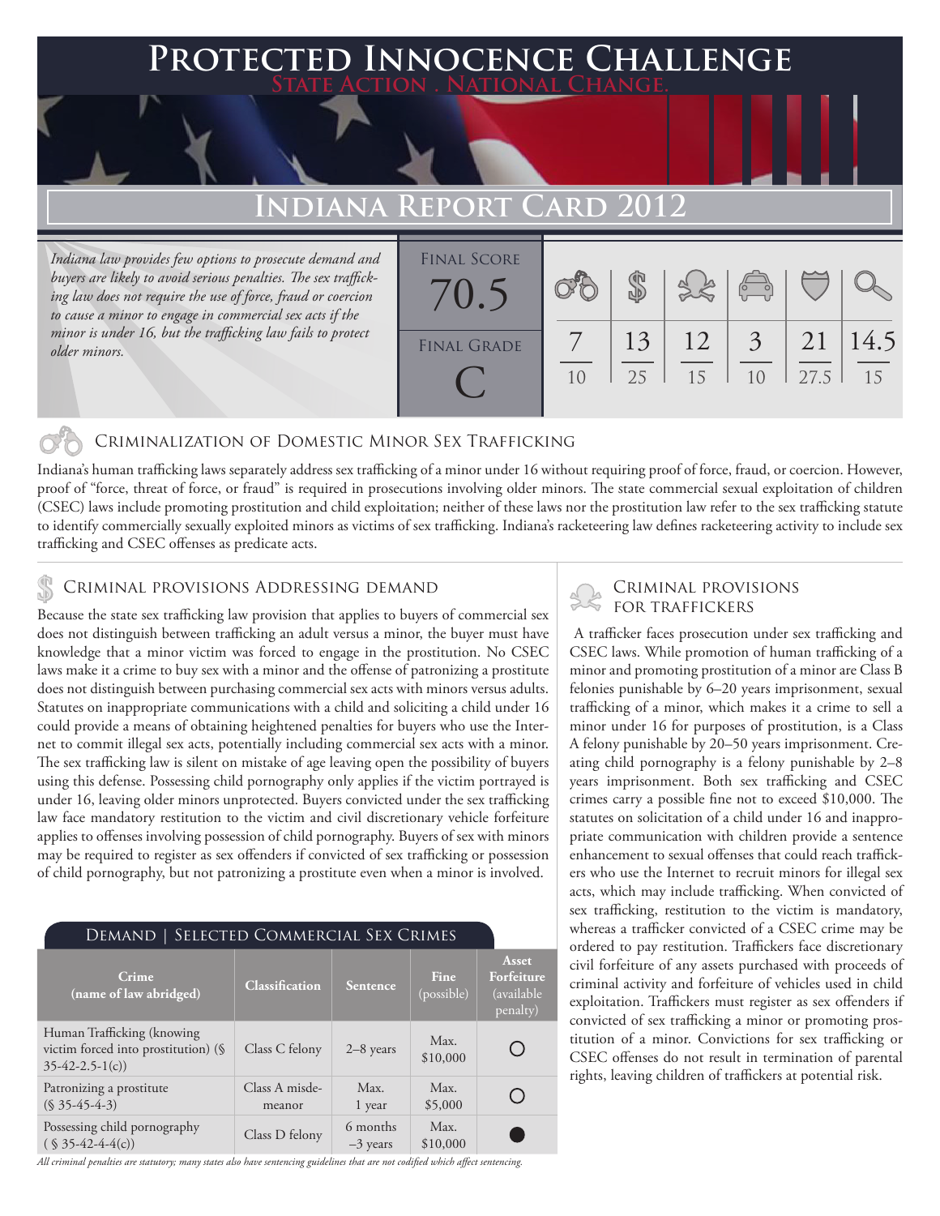# Protected Innocence Challenge

State Action . National Change.

## Indiana Report Card 2012

*Indiana law provides few options to prosecute demand and buyers are likely to avoid serious penalties. The sex trafficking law does not require the use of force, fraud or coercion to cause a minor to engage in commercial sex acts if the minor is under 16, but the trafficking law fails to protect older minors.*

| Final Score | Criminalization | Demand | Traffickers | Facilitators | Protective Provisions | Investigation |
|---|---|---|---|---|---|---|
| 70.5 | 7/10 | 13/25 | 12/15 | 3/10 | 21/27.5 | 14.5/15 |

Final Grade: C

### Criminalization of Domestic Minor Sex Trafficking

Indiana's human trafficking laws separately address sex trafficking of a minor under 16 without requiring proof of force, fraud, or coercion. However, proof of "force, threat of force, or fraud" is required in prosecutions involving older minors. The state commercial sexual exploitation of children (CSEC) laws include promoting prostitution and child exploitation; neither of these laws nor the prostitution law refer to the sex trafficking statute to identify commercially sexually exploited minors as victims of sex trafficking. Indiana's racketeering law defines racketeering activity to include sex trafficking and CSEC offenses as predicate acts.

### Criminal provisions Addressing demand

Because the state sex trafficking law provision that applies to buyers of commercial sex does not distinguish between trafficking an adult versus a minor, the buyer must have knowledge that a minor victim was forced to engage in the prostitution. No CSEC laws make it a crime to buy sex with a minor and the offense of patronizing a prostitute does not distinguish between purchasing commercial sex acts with minors versus adults. Statutes on inappropriate communications with a child and soliciting a child under 16 could provide a means of obtaining heightened penalties for buyers who use the Internet to commit illegal sex acts, potentially including commercial sex acts with a minor. The sex trafficking law is silent on mistake of age leaving open the possibility of buyers using this defense. Possessing child pornography only applies if the victim portrayed is under 16, leaving older minors unprotected. Buyers convicted under the sex trafficking law face mandatory restitution to the victim and civil discretionary vehicle forfeiture applies to offenses involving possession of child pornography. Buyers of sex with minors may be required to register as sex offenders if convicted of sex trafficking or possession of child pornography, but not patronizing a prostitute even when a minor is involved.

#### Demand | Selected Commercial Sex Crimes

| Crime (name of law abridged) | Classification | Sentence | Fine (possible) | Asset Forfeiture (available penalty) |
|---|---|---|---|---|
| Human Trafficking (knowing victim forced into prostitution) (§ 35-42-2.5-1(c)) | Class C felony | 2–8 years | Max. $10,000 | ○ |
| Patronizing a prostitute (§ 35-45-4-3) | Class A misdemeanor | Max. 1 year | Max. $5,000 | ○ |
| Possessing child pornography ( § 35-42-4-4(c)) | Class D felony | 6 months –3 years | Max. $10,000 | ● |

*All criminal penalties are statutory; many states also have sentencing guidelines that are not codified which affect sentencing.*

### Criminal provisions for traffickers

A trafficker faces prosecution under sex trafficking and CSEC laws. While promotion of human trafficking of a minor and promoting prostitution of a minor are Class B felonies punishable by 6–20 years imprisonment, sexual trafficking of a minor, which makes it a crime to sell a minor under 16 for purposes of prostitution, is a Class A felony punishable by 20–50 years imprisonment. Creating child pornography is a felony punishable by 2–8 years imprisonment. Both sex trafficking and CSEC crimes carry a possible fine not to exceed $10,000. The statutes on solicitation of a child under 16 and inappropriate communication with children provide a sentence enhancement to sexual offenses that could reach traffickers who use the Internet to recruit minors for illegal sex acts, which may include trafficking. When convicted of sex trafficking, restitution to the victim is mandatory, whereas a trafficker convicted of a CSEC crime may be ordered to pay restitution. Traffickers face discretionary civil forfeiture of any assets purchased with proceeds of criminal activity and forfeiture of vehicles used in child exploitation. Traffickers must register as sex offenders if convicted of sex trafficking a minor or promoting prostitution of a minor. Convictions for sex trafficking or CSEC offenses do not result in termination of parental rights, leaving children of traffickers at potential risk.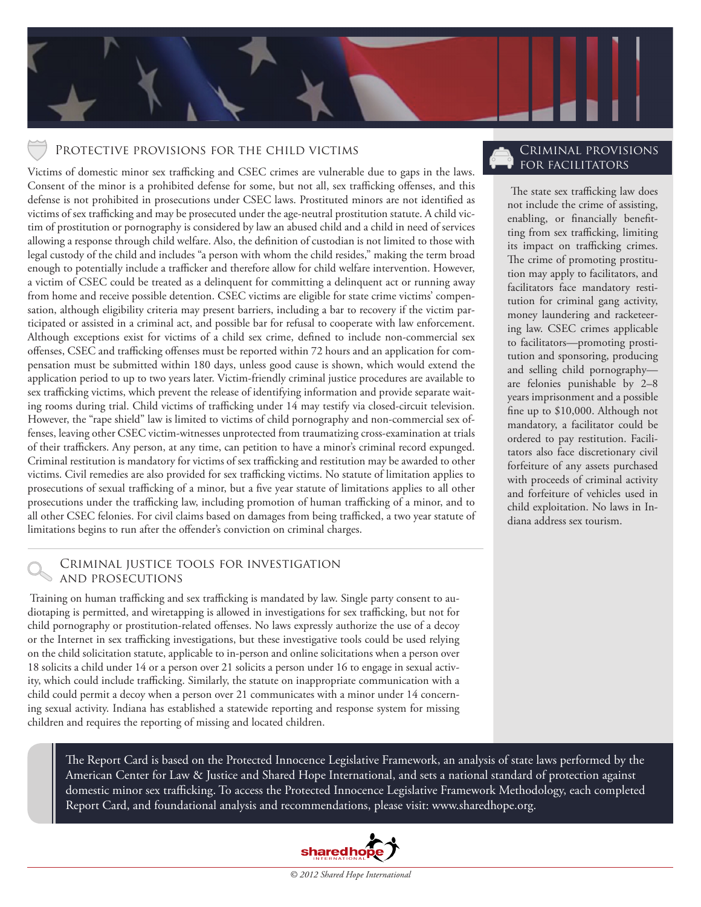## Protective provisions for the child victims

Victims of domestic minor sex trafficking and CSEC crimes are vulnerable due to gaps in the laws. Consent of the minor is a prohibited defense for some, but not all, sex trafficking offenses, and this defense is not prohibited in prosecutions under CSEC laws. Prostituted minors are not identified as victims of sex trafficking and may be prosecuted under the age-neutral prostitution statute. A child victim of prostitution or pornography is considered by law an abused child and a child in need of services allowing a response through child welfare. Also, the definition of custodian is not limited to those with legal custody of the child and includes "a person with whom the child resides," making the term broad enough to potentially include a trafficker and therefore allow for child welfare intervention. However, a victim of CSEC could be treated as a delinquent for committing a delinquent act or running away from home and receive possible detention. CSEC victims are eligible for state crime victims' compensation, although eligibility criteria may present barriers, including a bar to recovery if the victim participated or assisted in a criminal act, and possible bar for refusal to cooperate with law enforcement. Although exceptions exist for victims of a child sex crime, defined to include non-commercial sex offenses, CSEC and trafficking offenses must be reported within 72 hours and an application for compensation must be submitted within 180 days, unless good cause is shown, which would extend the application period to up to two years later. Victim-friendly criminal justice procedures are available to sex trafficking victims, which prevent the release of identifying information and provide separate waiting rooms during trial. Child victims of trafficking under 14 may testify via closed-circuit television. However, the "rape shield" law is limited to victims of child pornography and non-commercial sex offenses, leaving other CSEC victim-witnesses unprotected from traumatizing cross-examination at trials of their traffickers. Any person, at any time, can petition to have a minor's criminal record expunged. Criminal restitution is mandatory for victims of sex trafficking and restitution may be awarded to other victims. Civil remedies are also provided for sex trafficking victims. No statute of limitation applies to prosecutions of sexual trafficking of a minor, but a five year statute of limitations applies to all other prosecutions under the trafficking law, including promotion of human trafficking of a minor, and to all other CSEC felonies. For civil claims based on damages from being trafficked, a two year statute of limitations begins to run after the offender's conviction on criminal charges.

## Criminal justice tools for investigation and prosecutions

Training on human trafficking and sex trafficking is mandated by law. Single party consent to audiotaping is permitted, and wiretapping is allowed in investigations for sex trafficking, but not for child pornography or prostitution-related offenses. No laws expressly authorize the use of a decoy or the Internet in sex trafficking investigations, but these investigative tools could be used relying on the child solicitation statute, applicable to in-person and online solicitations when a person over 18 solicits a child under 14 or a person over 21 solicits a person under 16 to engage in sexual activity, which could include trafficking. Similarly, the statute on inappropriate communication with a child could permit a decoy when a person over 21 communicates with a minor under 14 concerning sexual activity. Indiana has established a statewide reporting and response system for missing children and requires the reporting of missing and located children.

## Criminal provisions for facilitators

The state sex trafficking law does not include the crime of assisting, enabling, or financially benefitting from sex trafficking, limiting its impact on trafficking crimes. The crime of promoting prostitution may apply to facilitators, and facilitators face mandatory restitution for criminal gang activity, money laundering and racketeering law. CSEC crimes applicable to facilitators—promoting prostitution and sponsoring, producing and selling child pornography—are felonies punishable by 2–8 years imprisonment and a possible fine up to $10,000. Although not mandatory, a facilitator could be ordered to pay restitution. Facilitators also face discretionary civil forfeiture of any assets purchased with proceeds of criminal activity and forfeiture of vehicles used in child exploitation. No laws in Indiana address sex tourism.

The Report Card is based on the Protected Innocence Legislative Framework, an analysis of state laws performed by the American Center for Law & Justice and Shared Hope International, and sets a national standard of protection against domestic minor sex trafficking. To access the Protected Innocence Legislative Framework Methodology, each completed Report Card, and foundational analysis and recommendations, please visit: www.sharedhope.org.

sharedhope INTERNATIONAL

*© 2012 Shared Hope International*